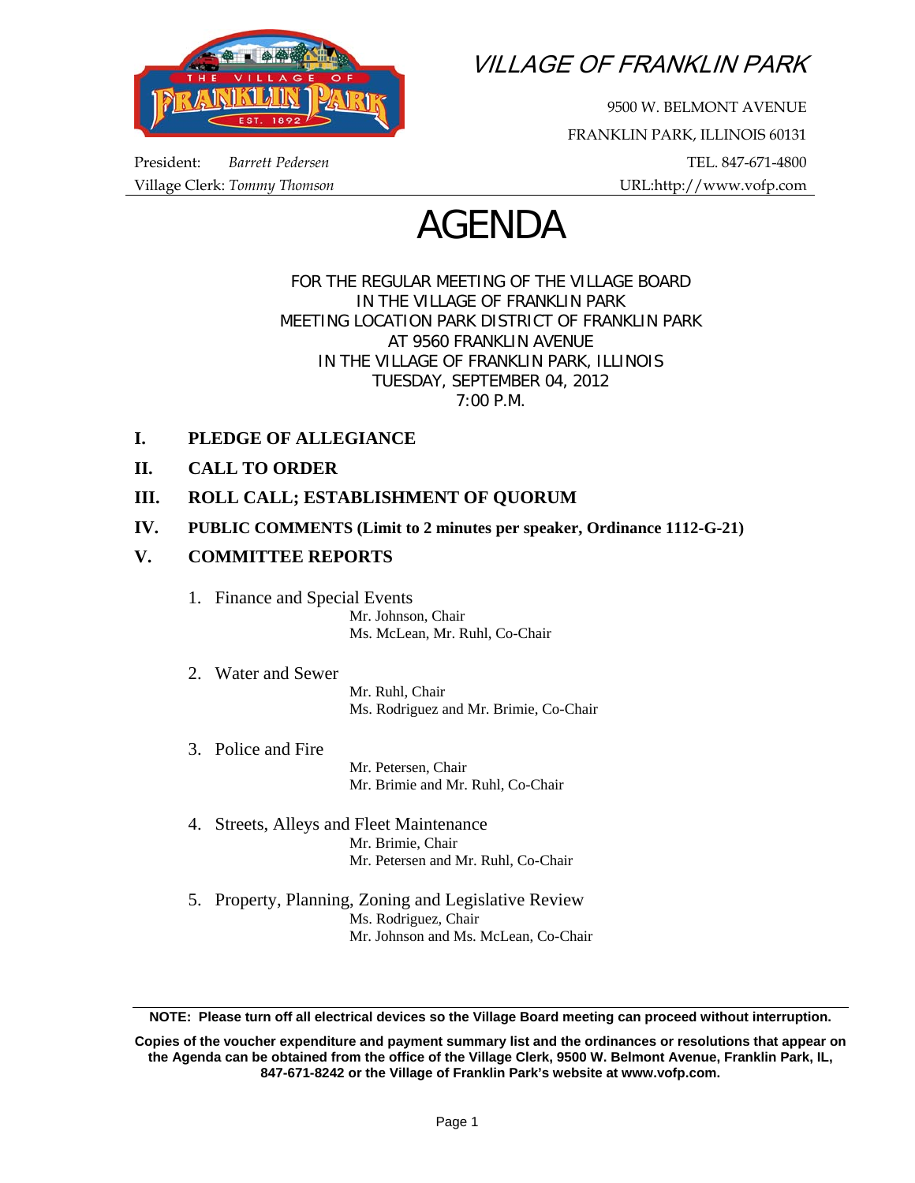# VILLAGE OF FRANKLIN PARK

9500 W. BELMONT AVENUE
FRANKLIN PARK, ILLINOIS 60131
TEL. 847-671-4800
URL:http://www.vofp.com

President: *Barrett Pedersen*
Village Clerk: *Tommy Thomson*

# AGENDA

FOR THE REGULAR MEETING OF THE VILLAGE BOARD
IN THE VILLAGE OF FRANKLIN PARK
MEETING LOCATION PARK DISTRICT OF FRANKLIN PARK
AT 9560 FRANKLIN AVENUE
IN THE VILLAGE OF FRANKLIN PARK, ILLINOIS
TUESDAY, SEPTEMBER 04, 2012
7:00 P.M.

**I. PLEDGE OF ALLEGIANCE**

**II. CALL TO ORDER**

**III. ROLL CALL; ESTABLISHMENT OF QUORUM**

**IV. PUBLIC COMMENTS (Limit to 2 minutes per speaker, Ordinance 1112-G-21)**

**V. COMMITTEE REPORTS**

1. Finance and Special Events
   Mr. Johnson, Chair
   Ms. McLean, Mr. Ruhl, Co-Chair

2. Water and Sewer
   Mr. Ruhl, Chair
   Ms. Rodriguez and Mr. Brimie, Co-Chair

3. Police and Fire
   Mr. Petersen, Chair
   Mr. Brimie and Mr. Ruhl, Co-Chair

4. Streets, Alleys and Fleet Maintenance
   Mr. Brimie, Chair
   Mr. Petersen and Mr. Ruhl, Co-Chair

5. Property, Planning, Zoning and Legislative Review
   Ms. Rodriguez, Chair
   Mr. Johnson and Ms. McLean, Co-Chair

**NOTE: Please turn off all electrical devices so the Village Board meeting can proceed without interruption.**

**Copies of the voucher expenditure and payment summary list and the ordinances or resolutions that appear on the Agenda can be obtained from the office of the Village Clerk, 9500 W. Belmont Avenue, Franklin Park, IL, 847-671-8242 or the Village of Franklin Park's website at www.vofp.com.**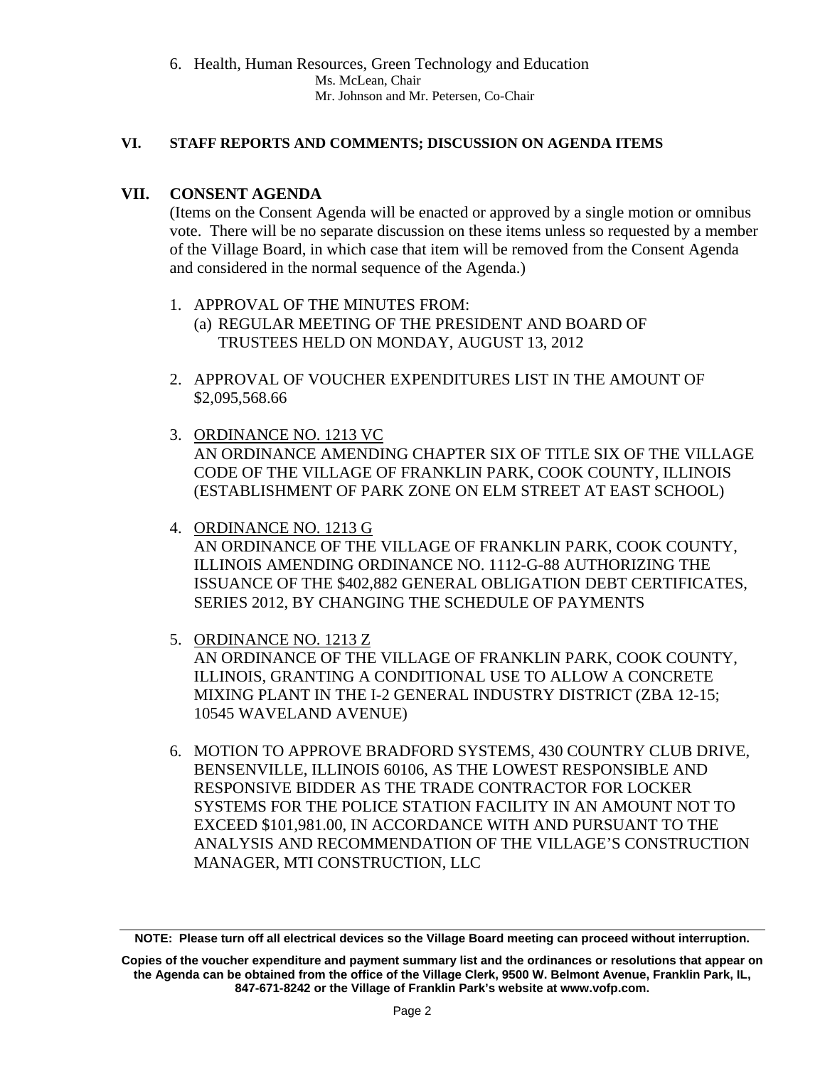6. Health, Human Resources, Green Technology and Education
   Ms. McLean, Chair
   Mr. Johnson and Mr. Petersen, Co-Chair

## VI. STAFF REPORTS AND COMMENTS; DISCUSSION ON AGENDA ITEMS

## VII. CONSENT AGENDA

(Items on the Consent Agenda will be enacted or approved by a single motion or omnibus vote. There will be no separate discussion on these items unless so requested by a member of the Village Board, in which case that item will be removed from the Consent Agenda and considered in the normal sequence of the Agenda.)

1. APPROVAL OF THE MINUTES FROM:
   (a) REGULAR MEETING OF THE PRESIDENT AND BOARD OF TRUSTEES HELD ON MONDAY, AUGUST 13, 2012

2. APPROVAL OF VOUCHER EXPENDITURES LIST IN THE AMOUNT OF $2,095,568.66

3. <u>ORDINANCE NO. 1213 VC</u>
   AN ORDINANCE AMENDING CHAPTER SIX OF TITLE SIX OF THE VILLAGE CODE OF THE VILLAGE OF FRANKLIN PARK, COOK COUNTY, ILLINOIS (ESTABLISHMENT OF PARK ZONE ON ELM STREET AT EAST SCHOOL)

4. <u>ORDINANCE NO. 1213 G</u>
   AN ORDINANCE OF THE VILLAGE OF FRANKLIN PARK, COOK COUNTY, ILLINOIS AMENDING ORDINANCE NO. 1112-G-88 AUTHORIZING THE ISSUANCE OF THE $402,882 GENERAL OBLIGATION DEBT CERTIFICATES, SERIES 2012, BY CHANGING THE SCHEDULE OF PAYMENTS

5. <u>ORDINANCE NO. 1213 Z</u>
   AN ORDINANCE OF THE VILLAGE OF FRANKLIN PARK, COOK COUNTY, ILLINOIS, GRANTING A CONDITIONAL USE TO ALLOW A CONCRETE MIXING PLANT IN THE I-2 GENERAL INDUSTRY DISTRICT (ZBA 12-15; 10545 WAVELAND AVENUE)

6. MOTION TO APPROVE BRADFORD SYSTEMS, 430 COUNTRY CLUB DRIVE, BENSENVILLE, ILLINOIS 60106, AS THE LOWEST RESPONSIBLE AND RESPONSIVE BIDDER AS THE TRADE CONTRACTOR FOR LOCKER SYSTEMS FOR THE POLICE STATION FACILITY IN AN AMOUNT NOT TO EXCEED $101,981.00, IN ACCORDANCE WITH AND PURSUANT TO THE ANALYSIS AND RECOMMENDATION OF THE VILLAGE'S CONSTRUCTION MANAGER, MTI CONSTRUCTION, LLC

---

**NOTE: Please turn off all electrical devices so the Village Board meeting can proceed without interruption.**

**Copies of the voucher expenditure and payment summary list and the ordinances or resolutions that appear on the Agenda can be obtained from the office of the Village Clerk, 9500 W. Belmont Avenue, Franklin Park, IL, 847-671-8242 or the Village of Franklin Park's website at www.vofp.com.**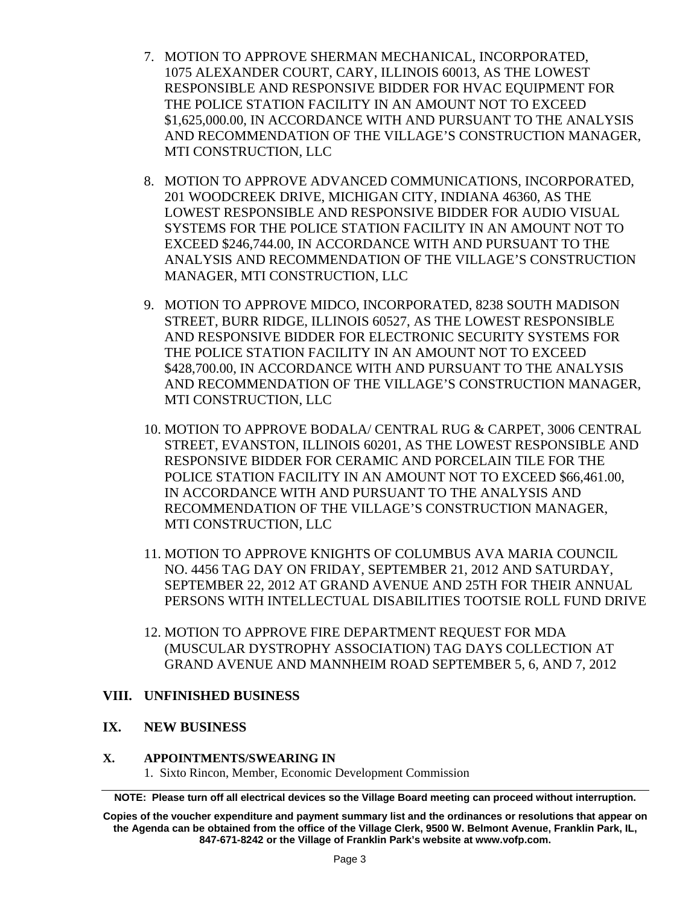7. MOTION TO APPROVE SHERMAN MECHANICAL, INCORPORATED, 1075 ALEXANDER COURT, CARY, ILLINOIS 60013, AS THE LOWEST RESPONSIBLE AND RESPONSIVE BIDDER FOR HVAC EQUIPMENT FOR THE POLICE STATION FACILITY IN AN AMOUNT NOT TO EXCEED $1,625,000.00, IN ACCORDANCE WITH AND PURSUANT TO THE ANALYSIS AND RECOMMENDATION OF THE VILLAGE'S CONSTRUCTION MANAGER, MTI CONSTRUCTION, LLC

8. MOTION TO APPROVE ADVANCED COMMUNICATIONS, INCORPORATED, 201 WOODCREEK DRIVE, MICHIGAN CITY, INDIANA 46360, AS THE LOWEST RESPONSIBLE AND RESPONSIVE BIDDER FOR AUDIO VISUAL SYSTEMS FOR THE POLICE STATION FACILITY IN AN AMOUNT NOT TO EXCEED $246,744.00, IN ACCORDANCE WITH AND PURSUANT TO THE ANALYSIS AND RECOMMENDATION OF THE VILLAGE'S CONSTRUCTION MANAGER, MTI CONSTRUCTION, LLC

9. MOTION TO APPROVE MIDCO, INCORPORATED, 8238 SOUTH MADISON STREET, BURR RIDGE, ILLINOIS 60527, AS THE LOWEST RESPONSIBLE AND RESPONSIVE BIDDER FOR ELECTRONIC SECURITY SYSTEMS FOR THE POLICE STATION FACILITY IN AN AMOUNT NOT TO EXCEED $428,700.00, IN ACCORDANCE WITH AND PURSUANT TO THE ANALYSIS AND RECOMMENDATION OF THE VILLAGE'S CONSTRUCTION MANAGER, MTI CONSTRUCTION, LLC

10. MOTION TO APPROVE BODALA/ CENTRAL RUG & CARPET, 3006 CENTRAL STREET, EVANSTON, ILLINOIS 60201, AS THE LOWEST RESPONSIBLE AND RESPONSIVE BIDDER FOR CERAMIC AND PORCELAIN TILE FOR THE POLICE STATION FACILITY IN AN AMOUNT NOT TO EXCEED $66,461.00, IN ACCORDANCE WITH AND PURSUANT TO THE ANALYSIS AND RECOMMENDATION OF THE VILLAGE'S CONSTRUCTION MANAGER, MTI CONSTRUCTION, LLC

11. MOTION TO APPROVE KNIGHTS OF COLUMBUS AVA MARIA COUNCIL NO. 4456 TAG DAY ON FRIDAY, SEPTEMBER 21, 2012 AND SATURDAY, SEPTEMBER 22, 2012 AT GRAND AVENUE AND 25TH FOR THEIR ANNUAL PERSONS WITH INTELLECTUAL DISABILITIES TOOTSIE ROLL FUND DRIVE

12. MOTION TO APPROVE FIRE DEPARTMENT REQUEST FOR MDA (MUSCULAR DYSTROPHY ASSOCIATION) TAG DAYS COLLECTION AT GRAND AVENUE AND MANNHEIM ROAD SEPTEMBER 5, 6, AND 7, 2012

## VIII. UNFINISHED BUSINESS

## IX. NEW BUSINESS

## X. APPOINTMENTS/SWEARING IN

1. Sixto Rincon, Member, Economic Development Commission

---

**NOTE: Please turn off all electrical devices so the Village Board meeting can proceed without interruption.**

**Copies of the voucher expenditure and payment summary list and the ordinances or resolutions that appear on the Agenda can be obtained from the office of the Village Clerk, 9500 W. Belmont Avenue, Franklin Park, IL, 847-671-8242 or the Village of Franklin Park's website at www.vofp.com.**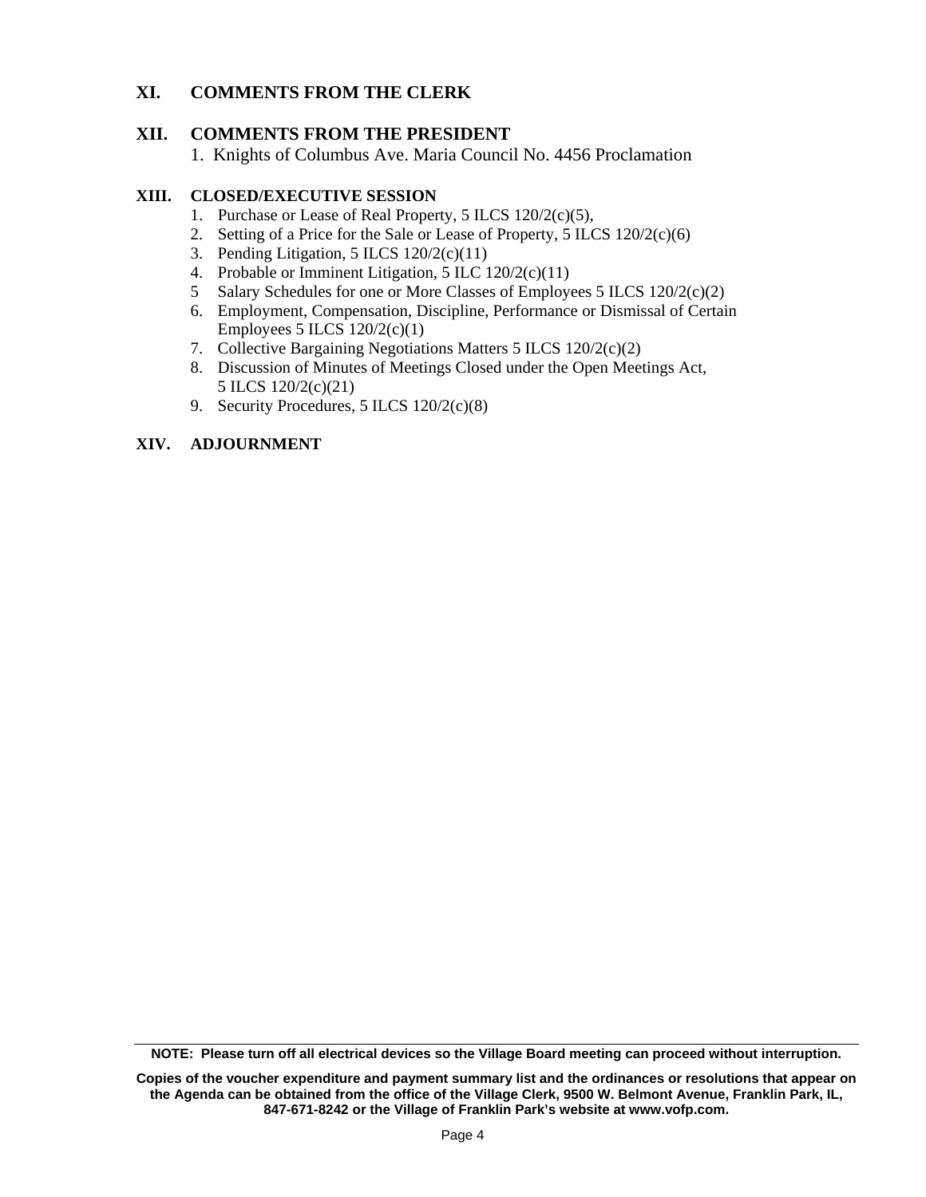## XI. COMMENTS FROM THE CLERK

## XII. COMMENTS FROM THE PRESIDENT

1. Knights of Columbus Ave. Maria Council No. 4456 Proclamation

## XIII. CLOSED/EXECUTIVE SESSION

1. Purchase or Lease of Real Property, 5 ILCS 120/2(c)(5),
2. Setting of a Price for the Sale or Lease of Property, 5 ILCS 120/2(c)(6)
3. Pending Litigation, 5 ILCS 120/2(c)(11)
4. Probable or Imminent Litigation, 5 ILC 120/2(c)(11)
5. Salary Schedules for one or More Classes of Employees 5 ILCS 120/2(c)(2)
6. Employment, Compensation, Discipline, Performance or Dismissal of Certain Employees 5 ILCS 120/2(c)(1)
7. Collective Bargaining Negotiations Matters 5 ILCS 120/2(c)(2)
8. Discussion of Minutes of Meetings Closed under the Open Meetings Act, 5 ILCS 120/2(c)(21)
9. Security Procedures, 5 ILCS 120/2(c)(8)

## XIV. ADJOURNMENT

**NOTE: Please turn off all electrical devices so the Village Board meeting can proceed without interruption.**

**Copies of the voucher expenditure and payment summary list and the ordinances or resolutions that appear on the Agenda can be obtained from the office of the Village Clerk, 9500 W. Belmont Avenue, Franklin Park, IL, 847-671-8242 or the Village of Franklin Park's website at www.vofp.com.**